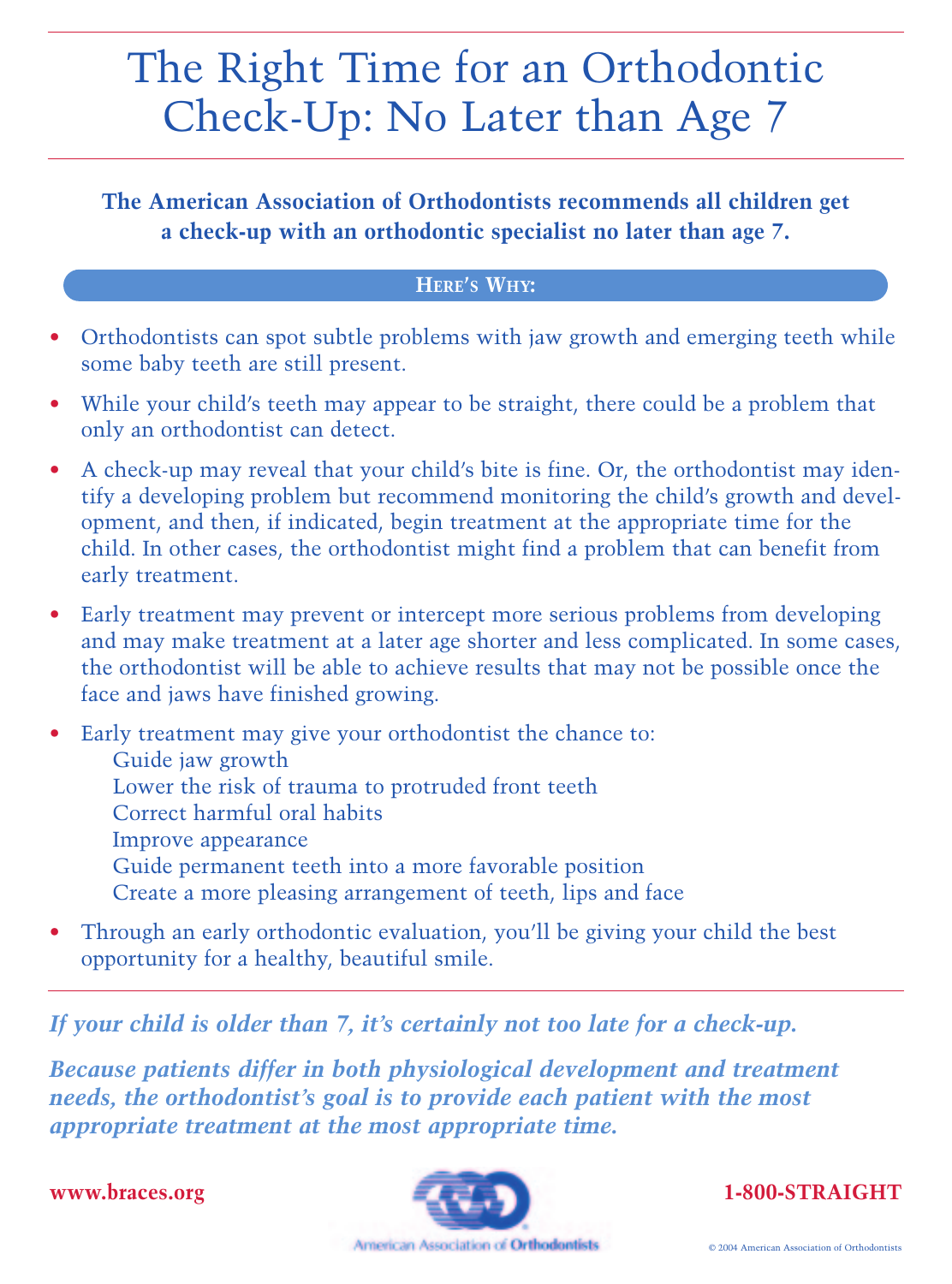# The Right Time for an Orthodontic Check-Up: No Later than Age 7

**The American Association of Orthodontists recommends all children get a check-up with an orthodontic specialist no later than age 7.**

## Here's Why:

- Orthodontists can spot subtle problems with jaw growth and emerging teeth while some baby teeth are still present.
- While your child's teeth may appear to be straight, there could be a problem that only an orthodontist can detect.
- A check-up may reveal that your child's bite is fine. Or, the orthodontist may identify a developing problem but recommend monitoring the child's growth and development, and then, if indicated, begin treatment at the appropriate time for the child. In other cases, the orthodontist might find a problem that can benefit from early treatment.
- Early treatment may prevent or intercept more serious problems from developing and may make treatment at a later age shorter and less complicated. In some cases, the orthodontist will be able to achieve results that may not be possible once the face and jaws have finished growing.
- Early treatment may give your orthodontist the chance to:
  - Guide jaw growth
  - Lower the risk of trauma to protruded front teeth
  - Correct harmful oral habits
  - Improve appearance
  - Guide permanent teeth into a more favorable position
  - Create a more pleasing arrangement of teeth, lips and face
- Through an early orthodontic evaluation, you'll be giving your child the best opportunity for a healthy, beautiful smile.

***If your child is older than 7, it's certainly not too late for a check-up.***

***Because patients differ in both physiological development and treatment needs, the orthodontist's goal is to provide each patient with the most appropriate treatment at the most appropriate time.***

**www.braces.org**

American Association of Orthodontists

**1-800-STRAIGHT**

© 2004 American Association of Orthodontists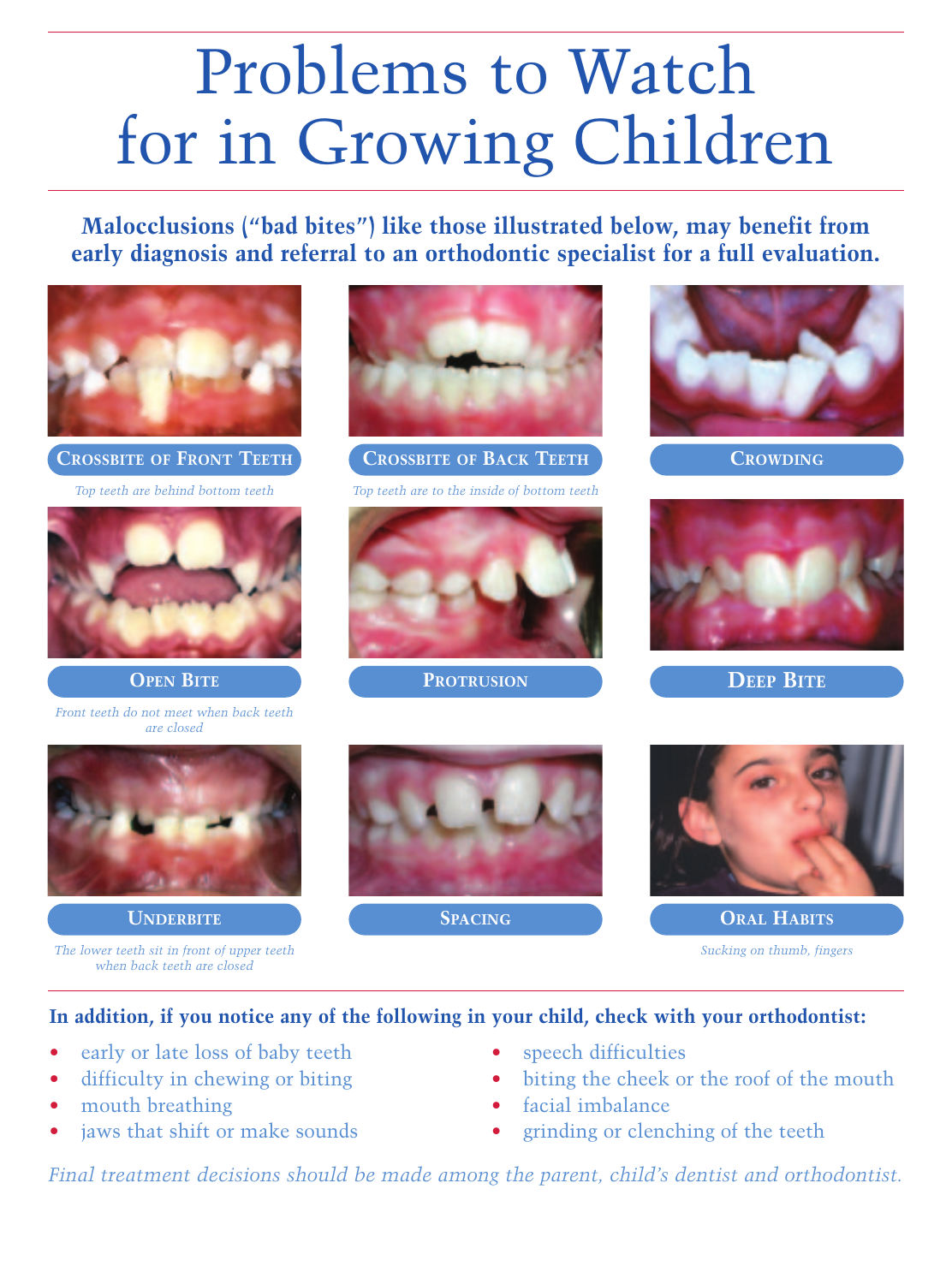# Problems to Watch for in Growing Children

**Malocclusions ("bad bites") like those illustrated below, may benefit from early diagnosis and referral to an orthodontic specialist for a full evaluation.**

**Crossbite of Front Teeth**

*Top teeth are behind bottom teeth*

**Crossbite of Back Teeth**

*Top teeth are to the inside of bottom teeth*

**Crowding**

**Open Bite**

*Front teeth do not meet when back teeth are closed*

**Protrusion**

**Deep Bite**

**Underbite**

*The lower teeth sit in front of upper teeth when back teeth are closed*

**Spacing**

**Oral Habits**

*Sucking on thumb, fingers*

**In addition, if you notice any of the following in your child, check with your orthodontist:**

- early or late loss of baby teeth
- difficulty in chewing or biting
- mouth breathing
- jaws that shift or make sounds
- speech difficulties
- biting the cheek or the roof of the mouth
- facial imbalance
- grinding or clenching of the teeth

*Final treatment decisions should be made among the parent, child's dentist and orthodontist.*